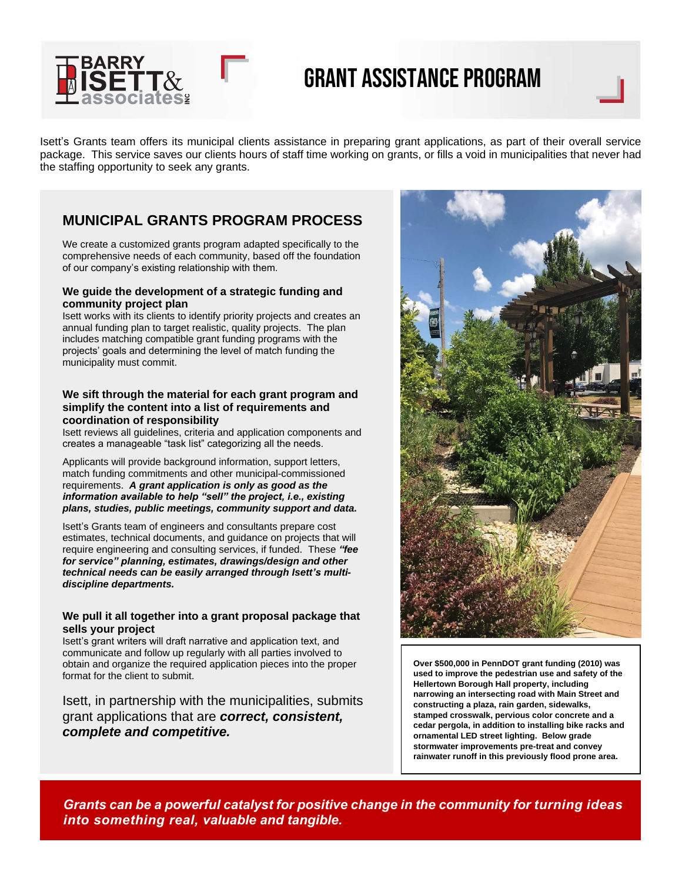BARRY ISETT & associates INC

# GRANT ASSISTANCE PROGRAM

Isett's Grants team offers its municipal clients assistance in preparing grant applications, as part of their overall service package. This service saves our clients hours of staff time working on grants, or fills a void in municipalities that never had the staffing opportunity to seek any grants.

## MUNICIPAL GRANTS PROGRAM PROCESS

We create a customized grants program adapted specifically to the comprehensive needs of each community, based off the foundation of our company's existing relationship with them.

### We guide the development of a strategic funding and community project plan

Isett works with its clients to identify priority projects and creates an annual funding plan to target realistic, quality projects. The plan includes matching compatible grant funding programs with the projects' goals and determining the level of match funding the municipality must commit.

### We sift through the material for each grant program and simplify the content into a list of requirements and coordination of responsibility

Isett reviews all guidelines, criteria and application components and creates a manageable "task list" categorizing all the needs.

Applicants will provide background information, support letters, match funding commitments and other municipal-commissioned requirements. ***A grant application is only as good as the information available to help "sell" the project, i.e., existing plans, studies, public meetings, community support and data.***

Isett's Grants team of engineers and consultants prepare cost estimates, technical documents, and guidance on projects that will require engineering and consulting services, if funded. These ***"fee for service" planning, estimates, drawings/design and other technical needs can be easily arranged through Isett's multi-discipline departments.***

### We pull it all together into a grant proposal package that sells your project

Isett's grant writers will draft narrative and application text, and communicate and follow up regularly with all parties involved to obtain and organize the required application pieces into the proper format for the client to submit.

Isett, in partnership with the municipalities, submits grant applications that are ***correct, consistent, complete and competitive.***

**Over $500,000 in PennDOT grant funding (2010) was used to improve the pedestrian use and safety of the Hellertown Borough Hall property, including narrowing an intersecting road with Main Street and constructing a plaza, rain garden, sidewalks, stamped crosswalk, pervious color concrete and a cedar pergola, in addition to installing bike racks and ornamental LED street lighting. Below grade stormwater improvements pre-treat and convey rainwater runoff in this previously flood prone area.**

***Grants can be a powerful catalyst for positive change in the community for turning ideas into something real, valuable and tangible.***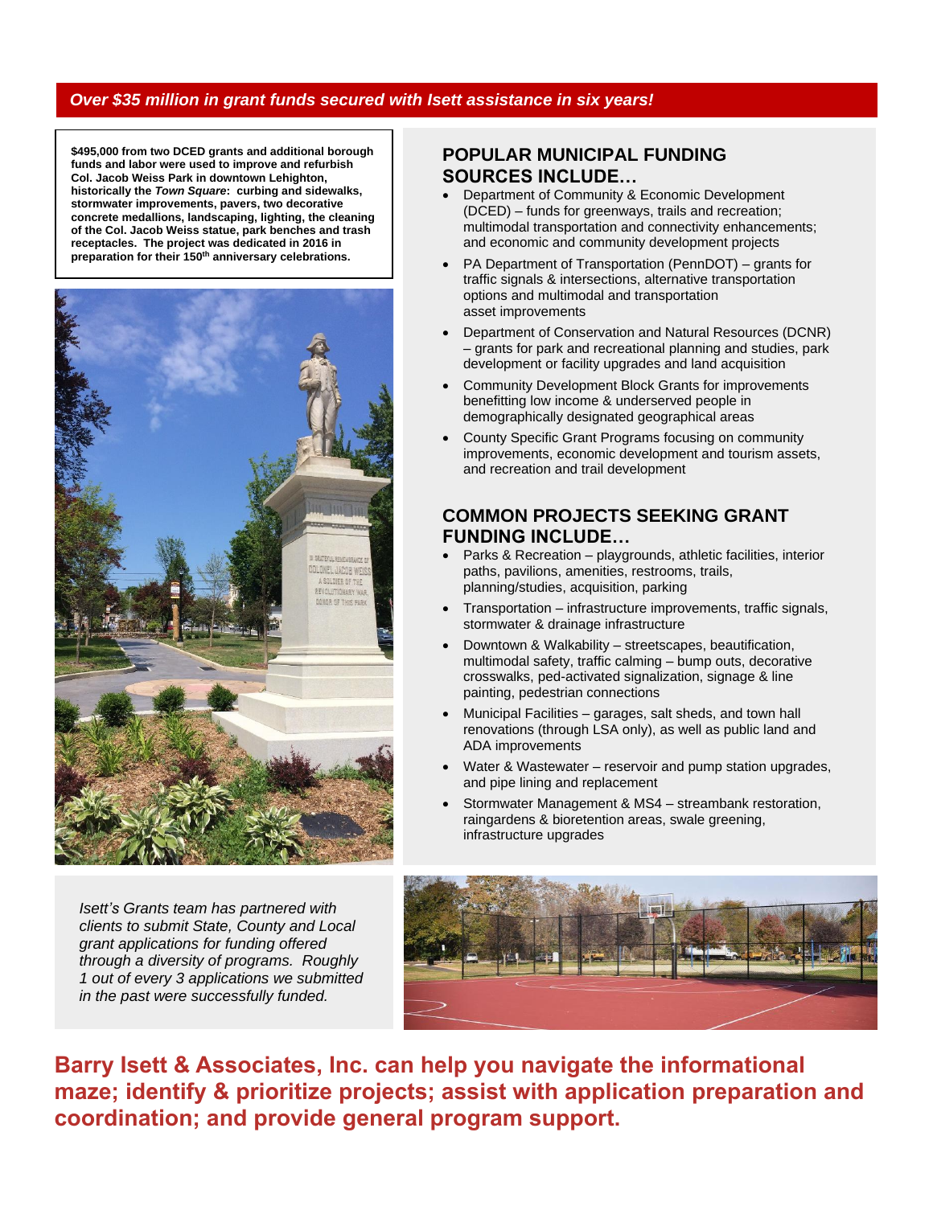***Over $35 million in grant funds secured with Isett assistance in six years!***

**$495,000 from two DCED grants and additional borough funds and labor were used to improve and refurbish Col. Jacob Weiss Park in downtown Lehighton, historically the *Town Square*: curbing and sidewalks, stormwater improvements, pavers, two decorative concrete medallions, landscaping, lighting, the cleaning of the Col. Jacob Weiss statue, park benches and trash receptacles. The project was dedicated in 2016 in preparation for their 150th anniversary celebrations.**

## POPULAR MUNICIPAL FUNDING SOURCES INCLUDE…

- Department of Community & Economic Development (DCED) – funds for greenways, trails and recreation; multimodal transportation and connectivity enhancements; and economic and community development projects
- PA Department of Transportation (PennDOT) – grants for traffic signals & intersections, alternative transportation options and multimodal and transportation asset improvements
- Department of Conservation and Natural Resources (DCNR) – grants for park and recreational planning and studies, park development or facility upgrades and land acquisition
- Community Development Block Grants for improvements benefitting low income & underserved people in demographically designated geographical areas
- County Specific Grant Programs focusing on community improvements, economic development and tourism assets, and recreation and trail development

## COMMON PROJECTS SEEKING GRANT FUNDING INCLUDE…

- Parks & Recreation – playgrounds, athletic facilities, interior paths, pavilions, amenities, restrooms, trails, planning/studies, acquisition, parking
- Transportation – infrastructure improvements, traffic signals, stormwater & drainage infrastructure
- Downtown & Walkability – streetscapes, beautification, multimodal safety, traffic calming – bump outs, decorative crosswalks, ped-activated signalization, signage & line painting, pedestrian connections
- Municipal Facilities – garages, salt sheds, and town hall renovations (through LSA only), as well as public land and ADA improvements
- Water & Wastewater – reservoir and pump station upgrades, and pipe lining and replacement
- Stormwater Management & MS4 – streambank restoration, raingardens & bioretention areas, swale greening, infrastructure upgrades

*Isett's Grants team has partnered with clients to submit State, County and Local grant applications for funding offered through a diversity of programs. Roughly 1 out of every 3 applications we submitted in the past were successfully funded.*

**Barry Isett & Associates, Inc. can help you navigate the informational maze; identify & prioritize projects; assist with application preparation and coordination; and provide general program support.**